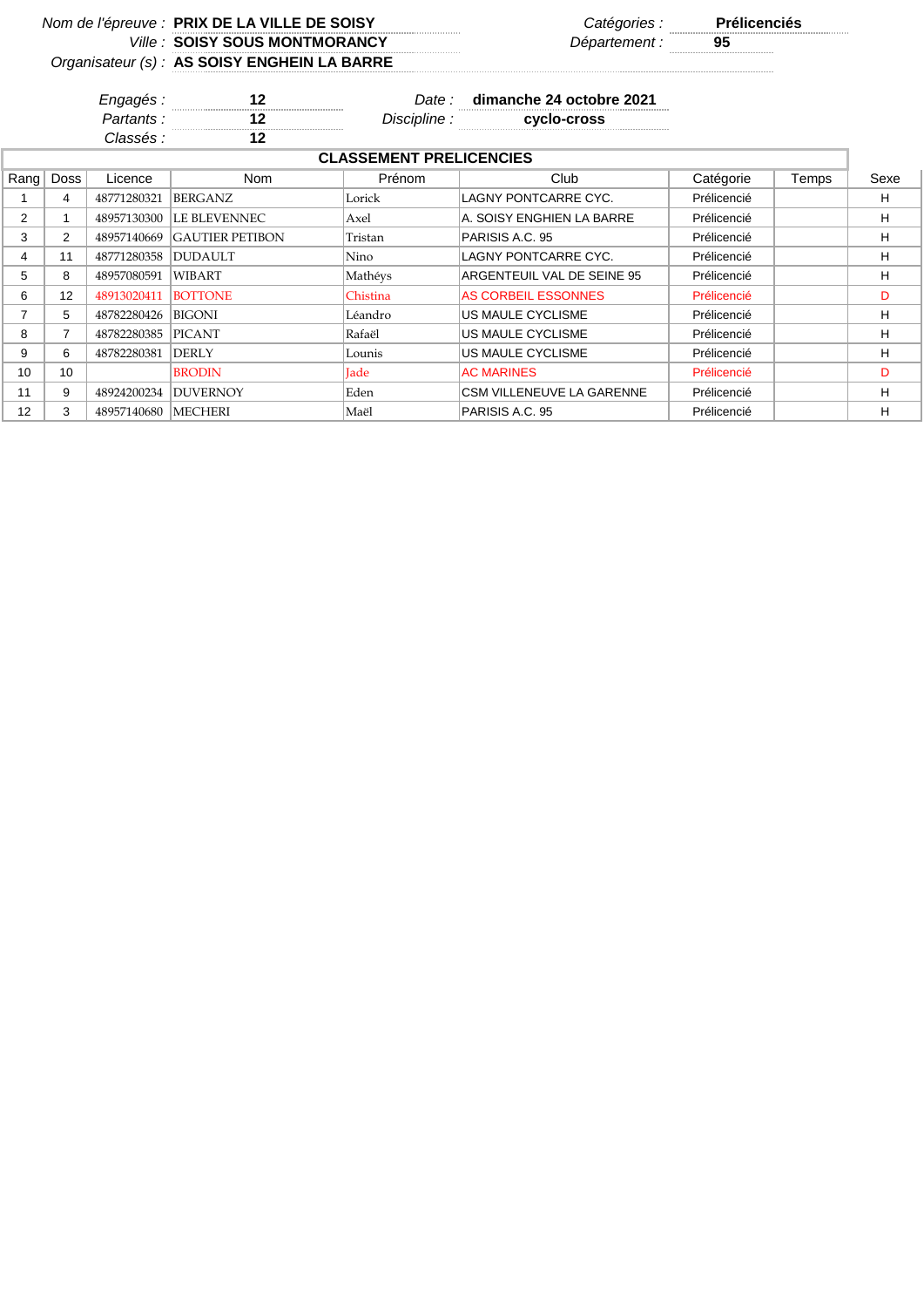Nom de l'épreuve : **PRIX DE LA VILLE DE SOISY**
Ville : **SOISY SOUS MONTMORANCY**
Organisateur (s) : **AS SOISY ENGHEIN LA BARRE**

Catégories : **Prélicenciés**
Département : **95**

Engagés : **12**
Partants : **12**
Classés : **12**

Date : **dimanche 24 octobre 2021**
Discipline : **cyclo-cross**

## CLASSEMENT PRELICENCIES

| Rang | Doss | Licence | Nom | Prénom | Club | Catégorie | Temps | Sexe |
|---|---|---|---|---|---|---|---|---|
| 1 | 4 | 48771280321 | BERGANZ | Lorick | LAGNY PONTCARRE CYC. | Prélicencié | | H |
| 2 | 1 | 48957130300 | LE BLEVENNEC | Axel | A. SOISY ENGHIEN LA BARRE | Prélicencié | | H |
| 3 | 2 | 48957140669 | GAUTIER PETIBON | Tristan | PARISIS A.C. 95 | Prélicencié | | H |
| 4 | 11 | 48771280358 | DUDAULT | Nino | LAGNY PONTCARRE CYC. | Prélicencié | | H |
| 5 | 8 | 48957080591 | WIBART | Mathéys | ARGENTEUIL VAL DE SEINE 95 | Prélicencié | | H |
| 6 | 12 | 48913020411 | BOTTONE | Chistina | AS CORBEIL ESSONNES | Prélicencié | | D |
| 7 | 5 | 48782280426 | BIGONI | Léandro | US MAULE CYCLISME | Prélicencié | | H |
| 8 | 7 | 48782280385 | PICANT | Rafaël | US MAULE CYCLISME | Prélicencié | | H |
| 9 | 6 | 48782280381 | DERLY | Lounis | US MAULE CYCLISME | Prélicencié | | H |
| 10 | 10 | | BRODIN | Jade | AC MARINES | Prélicencié | | D |
| 11 | 9 | 48924200234 | DUVERNOY | Eden | CSM VILLENEUVE LA GARENNE | Prélicencié | | H |
| 12 | 3 | 48957140680 | MECHERI | Maël | PARISIS A.C. 95 | Prélicencié | | H |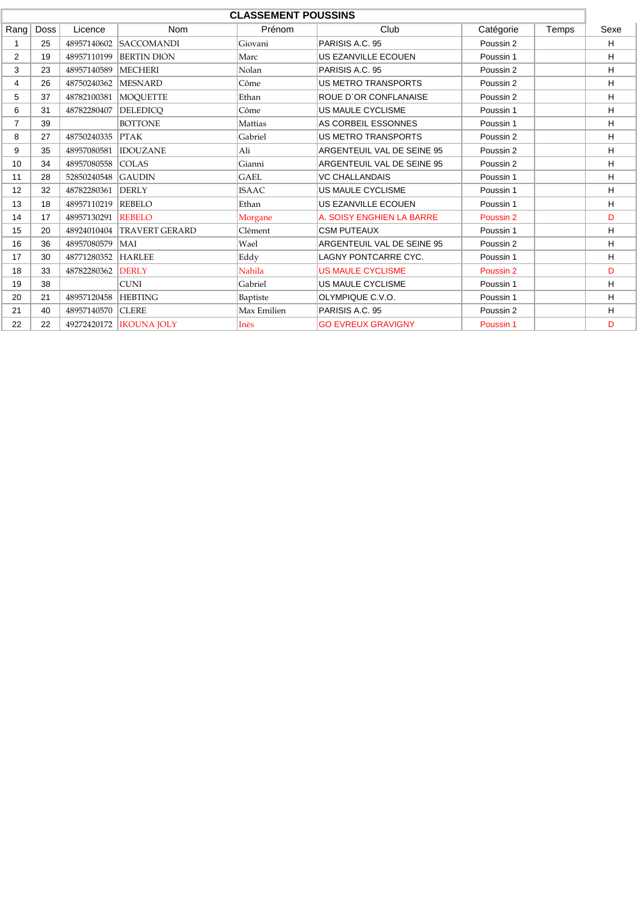# CLASSEMENT POUSSINS

| Rang | Doss | Licence | Nom | Prénom | Club | Catégorie | Temps | Sexe |
|---|---|---|---|---|---|---|---|---|
| 1 | 25 | 48957140602 | SACCOMANDI | Giovani | PARISIS A.C. 95 | Poussin 2 | | H |
| 2 | 19 | 48957110199 | BERTIN DION | Marc | US EZANVILLE ECOUEN | Poussin 1 | | H |
| 3 | 23 | 48957140589 | MECHERI | Nolan | PARISIS A.C. 95 | Poussin 2 | | H |
| 4 | 26 | 48750240362 | MESNARD | Côme | US METRO TRANSPORTS | Poussin 2 | | H |
| 5 | 37 | 48782100381 | MOQUETTE | Ethan | ROUE D`OR CONFLANAISE | Poussin 2 | | H |
| 6 | 31 | 48782280407 | DELEDICQ | Côme | US MAULE CYCLISME | Poussin 1 | | H |
| 7 | 39 | | BOTTONE | Mattias | AS CORBEIL ESSONNES | Poussin 1 | | H |
| 8 | 27 | 48750240335 | PTAK | Gabriel | US METRO TRANSPORTS | Poussin 2 | | H |
| 9 | 35 | 48957080581 | IDOUZANE | Ali | ARGENTEUIL VAL DE SEINE 95 | Poussin 2 | | H |
| 10 | 34 | 48957080558 | COLAS | Gianni | ARGENTEUIL VAL DE SEINE 95 | Poussin 2 | | H |
| 11 | 28 | 52850240548 | GAUDIN | GAEL | VC CHALLANDAIS | Poussin 1 | | H |
| 12 | 32 | 48782280361 | DERLY | ISAAC | US MAULE CYCLISME | Poussin 1 | | H |
| 13 | 18 | 48957110219 | REBELO | Ethan | US EZANVILLE ECOUEN | Poussin 1 | | H |
| 14 | 17 | 48957130291 | REBELO | Morgane | A. SOISY ENGHIEN LA BARRE | Poussin 2 | | D |
| 15 | 20 | 48924010404 | TRAVERT GERARD | Clément | CSM PUTEAUX | Poussin 1 | | H |
| 16 | 36 | 48957080579 | MAI | Wael | ARGENTEUIL VAL DE SEINE 95 | Poussin 2 | | H |
| 17 | 30 | 48771280352 | HARLEE | Eddy | LAGNY PONTCARRE CYC. | Poussin 1 | | H |
| 18 | 33 | 48782280362 | DERLY | Nahila | US MAULE CYCLISME | Poussin 2 | | D |
| 19 | 38 | | CUNI | Gabriel | US MAULE CYCLISME | Poussin 1 | | H |
| 20 | 21 | 48957120458 | HEBTING | Baptiste | OLYMPIQUE C.V.O. | Poussin 1 | | H |
| 21 | 40 | 48957140570 | CLERE | Max Emilien | PARISIS A.C. 95 | Poussin 2 | | H |
| 22 | 22 | 49272420172 | IKOUNA JOLY | Inès | GO EVREUX GRAVIGNY | Poussin 1 | | D |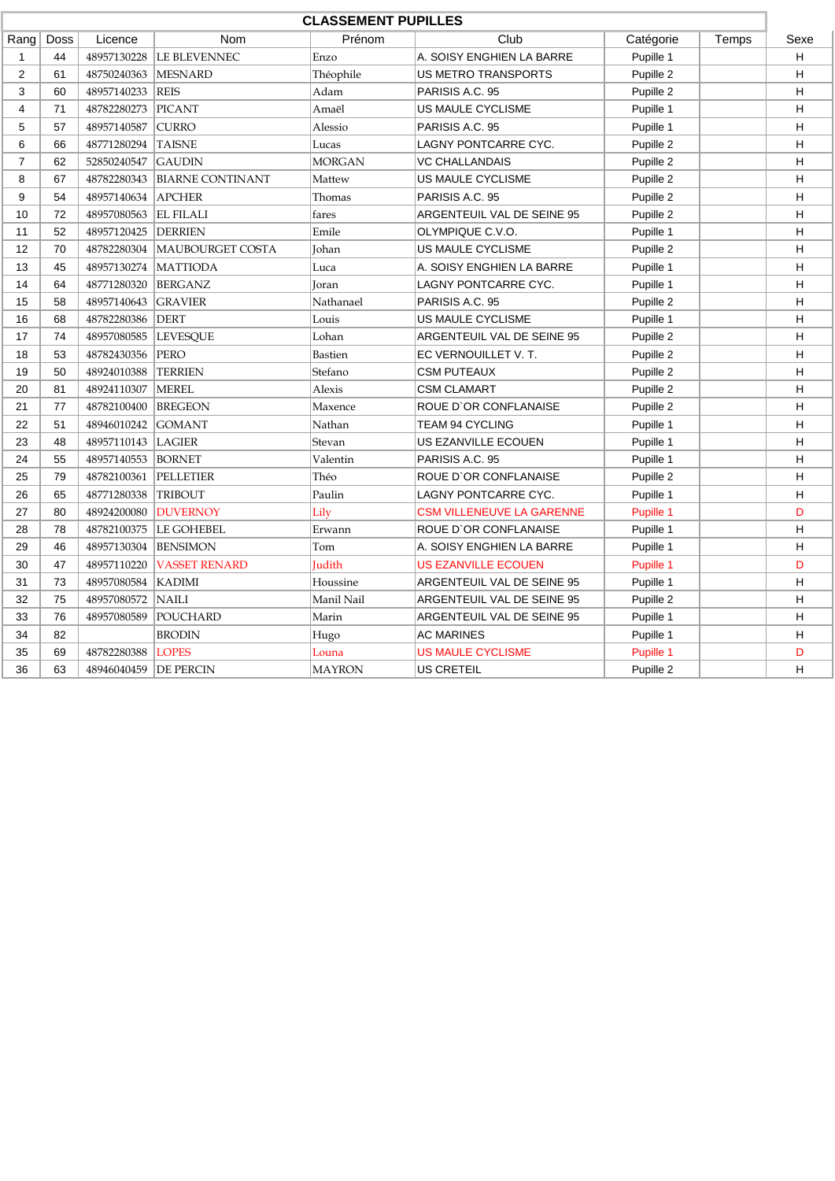# CLASSEMENT PUPILLES

| Rang | Doss | Licence | Nom | Prénom | Club | Catégorie | Temps | Sexe |
|---|---|---|---|---|---|---|---|---|
| 1 | 44 | 48957130228 | LE BLEVENNEC | Enzo | A. SOISY ENGHIEN LA BARRE | Pupille 1 | | H |
| 2 | 61 | 48750240363 | MESNARD | Théophile | US METRO TRANSPORTS | Pupille 2 | | H |
| 3 | 60 | 48957140233 | REIS | Adam | PARISIS A.C. 95 | Pupille 2 | | H |
| 4 | 71 | 48782280273 | PICANT | Amaël | US MAULE CYCLISME | Pupille 1 | | H |
| 5 | 57 | 48957140587 | CURRO | Alessio | PARISIS A.C. 95 | Pupille 1 | | H |
| 6 | 66 | 48771280294 | TAISNE | Lucas | LAGNY PONTCARRE CYC. | Pupille 2 | | H |
| 7 | 62 | 52850240547 | GAUDIN | MORGAN | VC CHALLANDAIS | Pupille 2 | | H |
| 8 | 67 | 48782280343 | BIARNE CONTINANT | Mattew | US MAULE CYCLISME | Pupille 2 | | H |
| 9 | 54 | 48957140634 | APCHER | Thomas | PARISIS A.C. 95 | Pupille 2 | | H |
| 10 | 72 | 48957080563 | EL FILALI | fares | ARGENTEUIL VAL DE SEINE 95 | Pupille 2 | | H |
| 11 | 52 | 48957120425 | DERRIEN | Emile | OLYMPIQUE C.V.O. | Pupille 1 | | H |
| 12 | 70 | 48782280304 | MAUBOURGET COSTA | Johan | US MAULE CYCLISME | Pupille 2 | | H |
| 13 | 45 | 48957130274 | MATTIODA | Luca | A. SOISY ENGHIEN LA BARRE | Pupille 1 | | H |
| 14 | 64 | 48771280320 | BERGANZ | Joran | LAGNY PONTCARRE CYC. | Pupille 1 | | H |
| 15 | 58 | 48957140643 | GRAVIER | Nathanael | PARISIS A.C. 95 | Pupille 2 | | H |
| 16 | 68 | 48782280386 | DERT | Louis | US MAULE CYCLISME | Pupille 1 | | H |
| 17 | 74 | 48957080585 | LEVESQUE | Lohan | ARGENTEUIL VAL DE SEINE 95 | Pupille 2 | | H |
| 18 | 53 | 48782430356 | PERO | Bastien | EC VERNOUILLET V. T. | Pupille 2 | | H |
| 19 | 50 | 48924010388 | TERRIEN | Stefano | CSM PUTEAUX | Pupille 2 | | H |
| 20 | 81 | 48924110307 | MEREL | Alexis | CSM CLAMART | Pupille 2 | | H |
| 21 | 77 | 48782100400 | BREGEON | Maxence | ROUE D`OR CONFLANAISE | Pupille 2 | | H |
| 22 | 51 | 48946010242 | GOMANT | Nathan | TEAM 94 CYCLING | Pupille 1 | | H |
| 23 | 48 | 48957110143 | LAGIER | Stevan | US EZANVILLE ECOUEN | Pupille 1 | | H |
| 24 | 55 | 48957140553 | BORNET | Valentin | PARISIS A.C. 95 | Pupille 1 | | H |
| 25 | 79 | 48782100361 | PELLETIER | Théo | ROUE D`OR CONFLANAISE | Pupille 2 | | H |
| 26 | 65 | 48771280338 | TRIBOUT | Paulin | LAGNY PONTCARRE CYC. | Pupille 1 | | H |
| 27 | 80 | 48924200080 | DUVERNOY | Lily | CSM VILLENEUVE LA GARENNE | Pupille 1 | | D |
| 28 | 78 | 48782100375 | LE GOHEBEL | Erwann | ROUE D`OR CONFLANAISE | Pupille 1 | | H |
| 29 | 46 | 48957130304 | BENSIMON | Tom | A. SOISY ENGHIEN LA BARRE | Pupille 1 | | H |
| 30 | 47 | 48957110220 | VASSET RENARD | Judith | US EZANVILLE ECOUEN | Pupille 1 | | D |
| 31 | 73 | 48957080584 | KADIMI | Houssine | ARGENTEUIL VAL DE SEINE 95 | Pupille 1 | | H |
| 32 | 75 | 48957080572 | NAILI | Manil Nail | ARGENTEUIL VAL DE SEINE 95 | Pupille 2 | | H |
| 33 | 76 | 48957080589 | POUCHARD | Marin | ARGENTEUIL VAL DE SEINE 95 | Pupille 1 | | H |
| 34 | 82 | | BRODIN | Hugo | AC MARINES | Pupille 1 | | H |
| 35 | 69 | 48782280388 | LOPES | Louna | US MAULE CYCLISME | Pupille 1 | | D |
| 36 | 63 | 48946040459 | DE PERCIN | MAYRON | US CRETEIL | Pupille 2 | | H |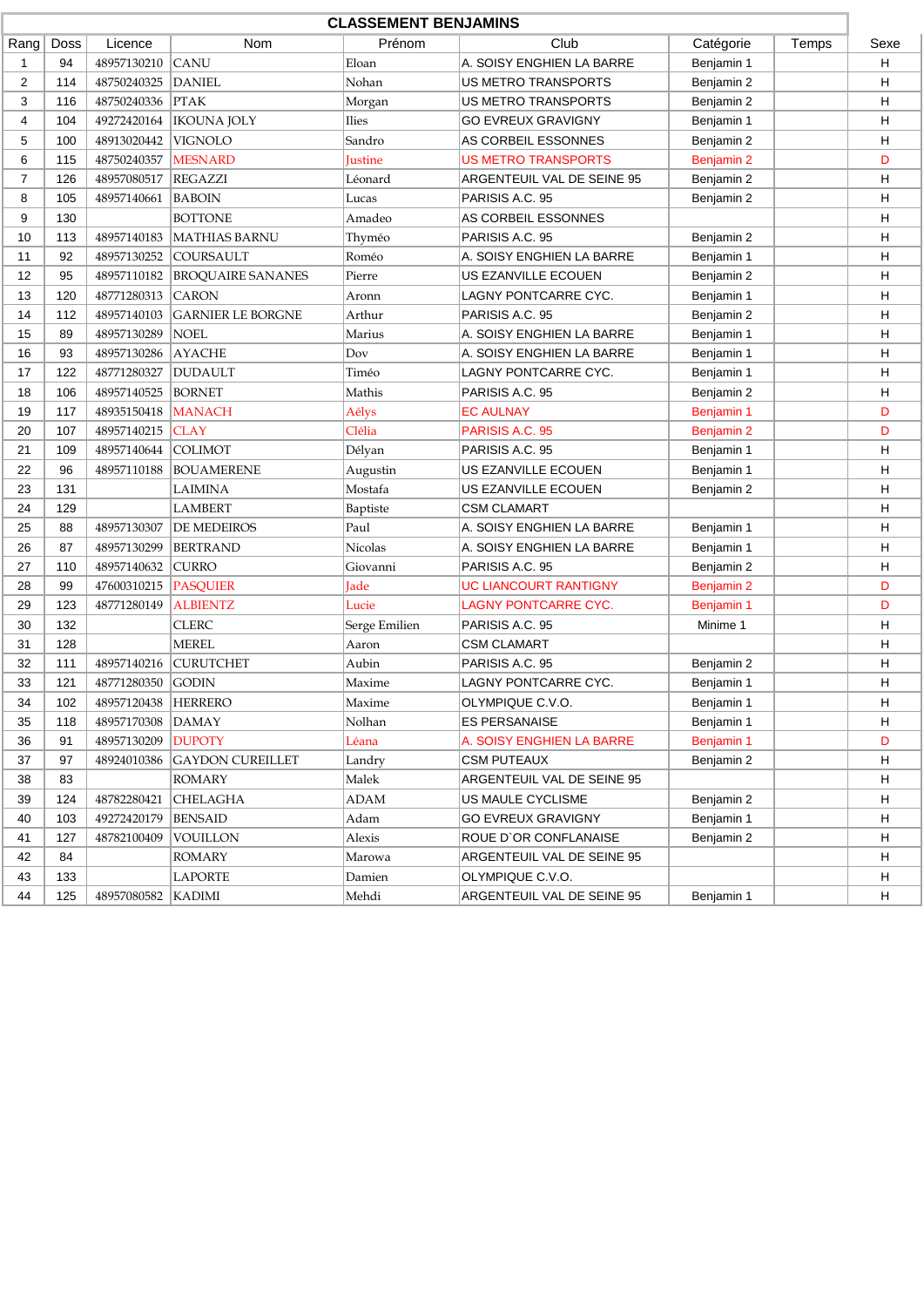# CLASSEMENT BENJAMINS

| Rang | Doss | Licence | Nom | Prénom | Club | Catégorie | Temps | Sexe |
|---|---|---|---|---|---|---|---|---|
| 1 | 94 | 48957130210 | CANU | Eloan | A. SOISY ENGHIEN LA BARRE | Benjamin 1 | | H |
| 2 | 114 | 48750240325 | DANIEL | Nohan | US METRO TRANSPORTS | Benjamin 2 | | H |
| 3 | 116 | 48750240336 | PTAK | Morgan | US METRO TRANSPORTS | Benjamin 2 | | H |
| 4 | 104 | 49272420164 | IKOUNA JOLY | Ilies | GO EVREUX GRAVIGNY | Benjamin 1 | | H |
| 5 | 100 | 48913020442 | VIGNOLO | Sandro | AS CORBEIL ESSONNES | Benjamin 2 | | H |
| 6 | 115 | 48750240357 | MESNARD | Justine | US METRO TRANSPORTS | Benjamin 2 | | D |
| 7 | 126 | 48957080517 | REGAZZI | Léonard | ARGENTEUIL VAL DE SEINE 95 | Benjamin 2 | | H |
| 8 | 105 | 48957140661 | BABOIN | Lucas | PARISIS A.C. 95 | Benjamin 2 | | H |
| 9 | 130 | | BOTTONE | Amadeo | AS CORBEIL ESSONNES | | | H |
| 10 | 113 | 48957140183 | MATHIAS BARNU | Thyméo | PARISIS A.C. 95 | Benjamin 2 | | H |
| 11 | 92 | 48957130252 | COURSAULT | Roméo | A. SOISY ENGHIEN LA BARRE | Benjamin 1 | | H |
| 12 | 95 | 48957110182 | BROQUAIRE SANANES | Pierre | US EZANVILLE ECOUEN | Benjamin 2 | | H |
| 13 | 120 | 48771280313 | CARON | Aronn | LAGNY PONTCARRE CYC. | Benjamin 1 | | H |
| 14 | 112 | 48957140103 | GARNIER LE BORGNE | Arthur | PARISIS A.C. 95 | Benjamin 2 | | H |
| 15 | 89 | 48957130289 | NOEL | Marius | A. SOISY ENGHIEN LA BARRE | Benjamin 1 | | H |
| 16 | 93 | 48957130286 | AYACHE | Dov | A. SOISY ENGHIEN LA BARRE | Benjamin 1 | | H |
| 17 | 122 | 48771280327 | DUDAULT | Timéo | LAGNY PONTCARRE CYC. | Benjamin 1 | | H |
| 18 | 106 | 48957140525 | BORNET | Mathis | PARISIS A.C. 95 | Benjamin 2 | | H |
| 19 | 117 | 48935150418 | MANACH | Aélys | EC AULNAY | Benjamin 1 | | D |
| 20 | 107 | 48957140215 | CLAY | Clélia | PARISIS A.C. 95 | Benjamin 2 | | D |
| 21 | 109 | 48957140644 | COLIMOT | Délyan | PARISIS A.C. 95 | Benjamin 1 | | H |
| 22 | 96 | 48957110188 | BOUAMERENE | Augustin | US EZANVILLE ECOUEN | Benjamin 1 | | H |
| 23 | 131 | | LAIMINA | Mostafa | US EZANVILLE ECOUEN | Benjamin 2 | | H |
| 24 | 129 | | LAMBERT | Baptiste | CSM CLAMART | | | H |
| 25 | 88 | 48957130307 | DE MEDEIROS | Paul | A. SOISY ENGHIEN LA BARRE | Benjamin 1 | | H |
| 26 | 87 | 48957130299 | BERTRAND | Nicolas | A. SOISY ENGHIEN LA BARRE | Benjamin 1 | | H |
| 27 | 110 | 48957140632 | CURRO | Giovanni | PARISIS A.C. 95 | Benjamin 2 | | H |
| 28 | 99 | 47600310215 | PASQUIER | Jade | UC LIANCOURT RANTIGNY | Benjamin 2 | | D |
| 29 | 123 | 48771280149 | ALBIENTZ | Lucie | LAGNY PONTCARRE CYC. | Benjamin 1 | | D |
| 30 | 132 | | CLERC | Serge Emilien | PARISIS A.C. 95 | Minime 1 | | H |
| 31 | 128 | | MEREL | Aaron | CSM CLAMART | | | H |
| 32 | 111 | 48957140216 | CURUTCHET | Aubin | PARISIS A.C. 95 | Benjamin 2 | | H |
| 33 | 121 | 48771280350 | GODIN | Maxime | LAGNY PONTCARRE CYC. | Benjamin 1 | | H |
| 34 | 102 | 48957120438 | HERRERO | Maxime | OLYMPIQUE C.V.O. | Benjamin 1 | | H |
| 35 | 118 | 48957170308 | DAMAY | Nolhan | ES PERSANAISE | Benjamin 1 | | H |
| 36 | 91 | 48957130209 | DUPOTY | Léana | A. SOISY ENGHIEN LA BARRE | Benjamin 1 | | D |
| 37 | 97 | 48924010386 | GAYDON CUREILLET | Landry | CSM PUTEAUX | Benjamin 2 | | H |
| 38 | 83 | | ROMARY | Malek | ARGENTEUIL VAL DE SEINE 95 | | | H |
| 39 | 124 | 48782280421 | CHELAGHA | ADAM | US MAULE CYCLISME | Benjamin 2 | | H |
| 40 | 103 | 49272420179 | BENSAID | Adam | GO EVREUX GRAVIGNY | Benjamin 1 | | H |
| 41 | 127 | 48782100409 | VOUILLON | Alexis | ROUE D`OR CONFLANAISE | Benjamin 2 | | H |
| 42 | 84 | | ROMARY | Marowa | ARGENTEUIL VAL DE SEINE 95 | | | H |
| 43 | 133 | | LAPORTE | Damien | OLYMPIQUE C.V.O. | | | H |
| 44 | 125 | 48957080582 | KADIMI | Mehdi | ARGENTEUIL VAL DE SEINE 95 | Benjamin 1 | | H |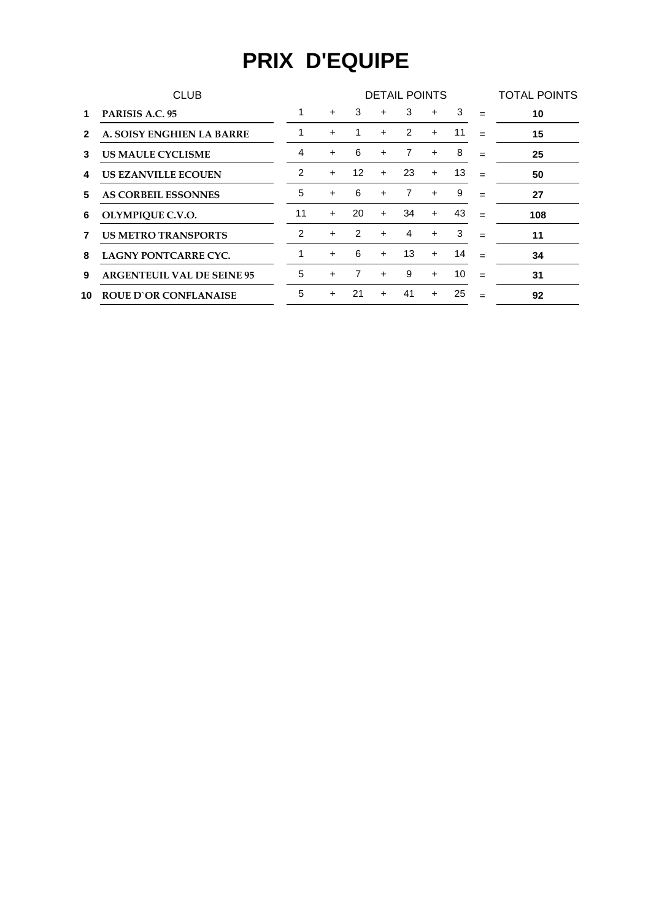# PRIX D'EQUIPE

| | CLUB | DETAIL POINTS | | | | | | | | TOTAL POINTS |
|---|---|---|---|---|---|---|---|---|---|---|
| 1 | **PARISIS A.C. 95** | 1 | + | 3 | + | 3 | + | 3 | = | **10** |
| 2 | **A. SOISY ENGHIEN LA BARRE** | 1 | + | 1 | + | 2 | + | 11 | = | **15** |
| 3 | **US MAULE CYCLISME** | 4 | + | 6 | + | 7 | + | 8 | = | **25** |
| 4 | **US EZANVILLE ECOUEN** | 2 | + | 12 | + | 23 | + | 13 | = | **50** |
| 5 | **AS CORBEIL ESSONNES** | 5 | + | 6 | + | 7 | + | 9 | = | **27** |
| 6 | **OLYMPIQUE C.V.O.** | 11 | + | 20 | + | 34 | + | 43 | = | **108** |
| 7 | **US METRO TRANSPORTS** | 2 | + | 2 | + | 4 | + | 3 | = | **11** |
| 8 | **LAGNY PONTCARRE CYC.** | 1 | + | 6 | + | 13 | + | 14 | = | **34** |
| 9 | **ARGENTEUIL VAL DE SEINE 95** | 5 | + | 7 | + | 9 | + | 10 | = | **31** |
| 10 | **ROUE D`OR CONFLANAISE** | 5 | + | 21 | + | 41 | + | 25 | = | **92** |